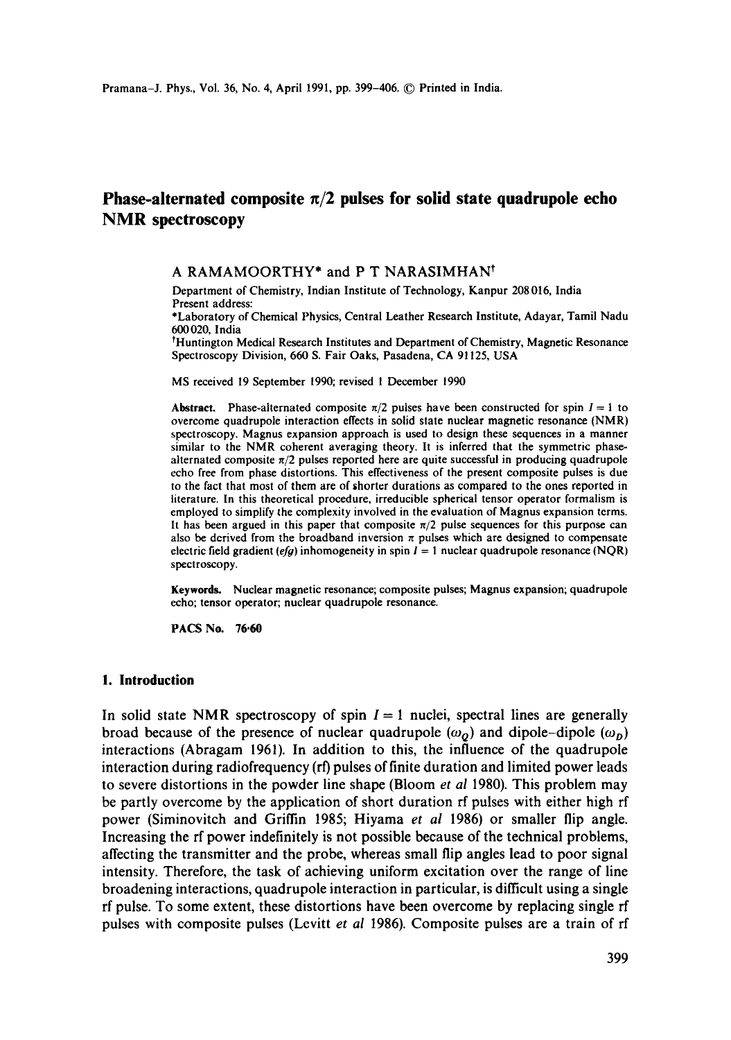# Phase-alternated composite $\pi/2$ pulses for solid state quadrupole echo NMR spectroscopy

A RAMAMOORTHY* and P T NARASIMHAN†

Department of Chemistry, Indian Institute of Technology, Kanpur 208016, India
Present address:
*Laboratory of Chemical Physics, Central Leather Research Institute, Adayar, Tamil Nadu 600020, India
†Huntington Medical Research Institutes and Department of Chemistry, Magnetic Resonance Spectroscopy Division, 660 S. Fair Oaks, Pasadena, CA 91125, USA

MS received 19 September 1990; revised 1 December 1990

**Abstract.** Phase-alternated composite $\pi/2$ pulses have been constructed for spin $I = 1$ to overcome quadrupole interaction effects in solid state nuclear magnetic resonance (NMR) spectroscopy. Magnus expansion approach is used to design these sequences in a manner similar to the NMR coherent averaging theory. It is inferred that the symmetric phase-alternated composite $\pi/2$ pulses reported here are quite successful in producing quadrupole echo free from phase distortions. This effectiveness of the present composite pulses is due to the fact that most of them are of shorter durations as compared to the ones reported in literature. In this theoretical procedure, irreducible spherical tensor operator formalism is employed to simplify the complexity involved in the evaluation of Magnus expansion terms. It has been argued in this paper that composite $\pi/2$ pulse sequences for this purpose can also be derived from the broadband inversion $\pi$ pulses which are designed to compensate electric field gradient (*efg*) inhomogeneity in spin $I = 1$ nuclear quadrupole resonance (NQR) spectroscopy.

**Keywords.** Nuclear magnetic resonance; composite pulses; Magnus expansion; quadrupole echo; tensor operator; nuclear quadrupole resonance.

**PACS No.** 76·60

## 1. Introduction

In solid state NMR spectroscopy of spin $I = 1$ nuclei, spectral lines are generally broad because of the presence of nuclear quadrupole ($\omega_Q$) and dipole–dipole ($\omega_D$) interactions (Abragam 1961). In addition to this, the influence of the quadrupole interaction during radiofrequency (rf) pulses of finite duration and limited power leads to severe distortions in the powder line shape (Bloom *et al* 1980). This problem may be partly overcome by the application of short duration rf pulses with either high rf power (Siminovitch and Griffin 1985; Hiyama *et al* 1986) or smaller flip angle. Increasing the rf power indefinitely is not possible because of the technical problems, affecting the transmitter and the probe, whereas small flip angles lead to poor signal intensity. Therefore, the task of achieving uniform excitation over the range of line broadening interactions, quadrupole interaction in particular, is difficult using a single rf pulse. To some extent, these distortions have been overcome by replacing single rf pulses with composite pulses (Levitt *et al* 1986). Composite pulses are a train of rf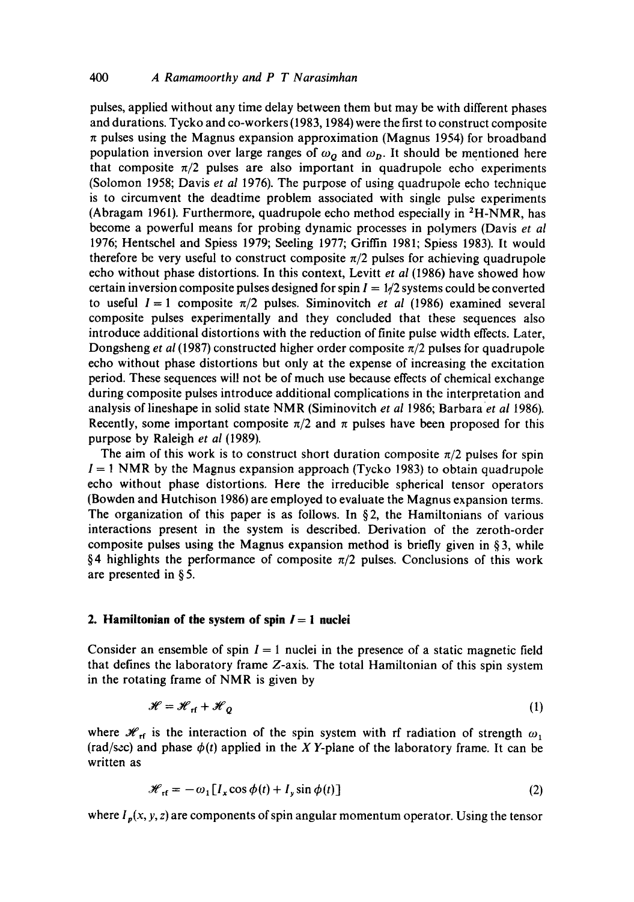pulses, applied without any time delay between them but may be with different phases and durations. Tycko and co-workers (1983, 1984) were the first to construct composite $\pi$ pulses using the Magnus expansion approximation (Magnus 1954) for broadband population inversion over large ranges of $\omega_Q$ and $\omega_D$. It should be mentioned here that composite $\pi/2$ pulses are also important in quadrupole echo experiments (Solomon 1958; Davis *et al* 1976). The purpose of using quadrupole echo technique is to circumvent the deadtime problem associated with single pulse experiments (Abragam 1961). Furthermore, quadrupole echo method especially in $^2$H-NMR, has become a powerful means for probing dynamic processes in polymers (Davis *et al* 1976; Hentschel and Spiess 1979; Seeling 1977; Griffin 1981; Spiess 1983). It would therefore be very useful to construct composite $\pi/2$ pulses for achieving quadrupole echo without phase distortions. In this context, Levitt *et al* (1986) have showed how certain inversion composite pulses designed for spin $I = 1/2$ systems could be converted to useful $I = 1$ composite $\pi/2$ pulses. Siminovitch *et al* (1986) examined several composite pulses experimentally and they concluded that these sequences also introduce additional distortions with the reduction of finite pulse width effects. Later, Dongsheng *et al* (1987) constructed higher order composite $\pi/2$ pulses for quadrupole echo without phase distortions but only at the expense of increasing the excitation period. These sequences will not be of much use because effects of chemical exchange during composite pulses introduce additional complications in the interpretation and analysis of lineshape in solid state NMR (Siminovitch *et al* 1986; Barbara *et al* 1986). Recently, some important composite $\pi/2$ and $\pi$ pulses have been proposed for this purpose by Raleigh *et al* (1989).

The aim of this work is to construct short duration composite $\pi/2$ pulses for spin $I = 1$ NMR by the Magnus expansion approach (Tycko 1983) to obtain quadrupole echo without phase distortions. Here the irreducible spherical tensor operators (Bowden and Hutchison 1986) are employed to evaluate the Magnus expansion terms. The organization of this paper is as follows. In § 2, the Hamiltonians of various interactions present in the system is described. Derivation of the zeroth-order composite pulses using the Magnus expansion method is briefly given in § 3, while § 4 highlights the performance of composite $\pi/2$ pulses. Conclusions of this work are presented in § 5.

## 2. Hamiltonian of the system of spin $I = 1$ nuclei

Consider an ensemble of spin $I = 1$ nuclei in the presence of a static magnetic field that defines the laboratory frame $Z$-axis. The total Hamiltonian of this spin system in the rotating frame of NMR is given by

$$\mathscr{H} = \mathscr{H}_{\text{rf}} + \mathscr{H}_Q \tag{1}$$

where $\mathscr{H}_{\text{rf}}$ is the interaction of the spin system with rf radiation of strength $\omega_1$ (rad/sec) and phase $\phi(t)$ applied in the $XY$-plane of the laboratory frame. It can be written as

$$\mathscr{H}_{\text{rf}} = -\omega_1 [I_x \cos\phi(t) + I_y \sin\phi(t)] \tag{2}$$

where $I_p(x, y, z)$ are components of spin angular momentum operator. Using the tensor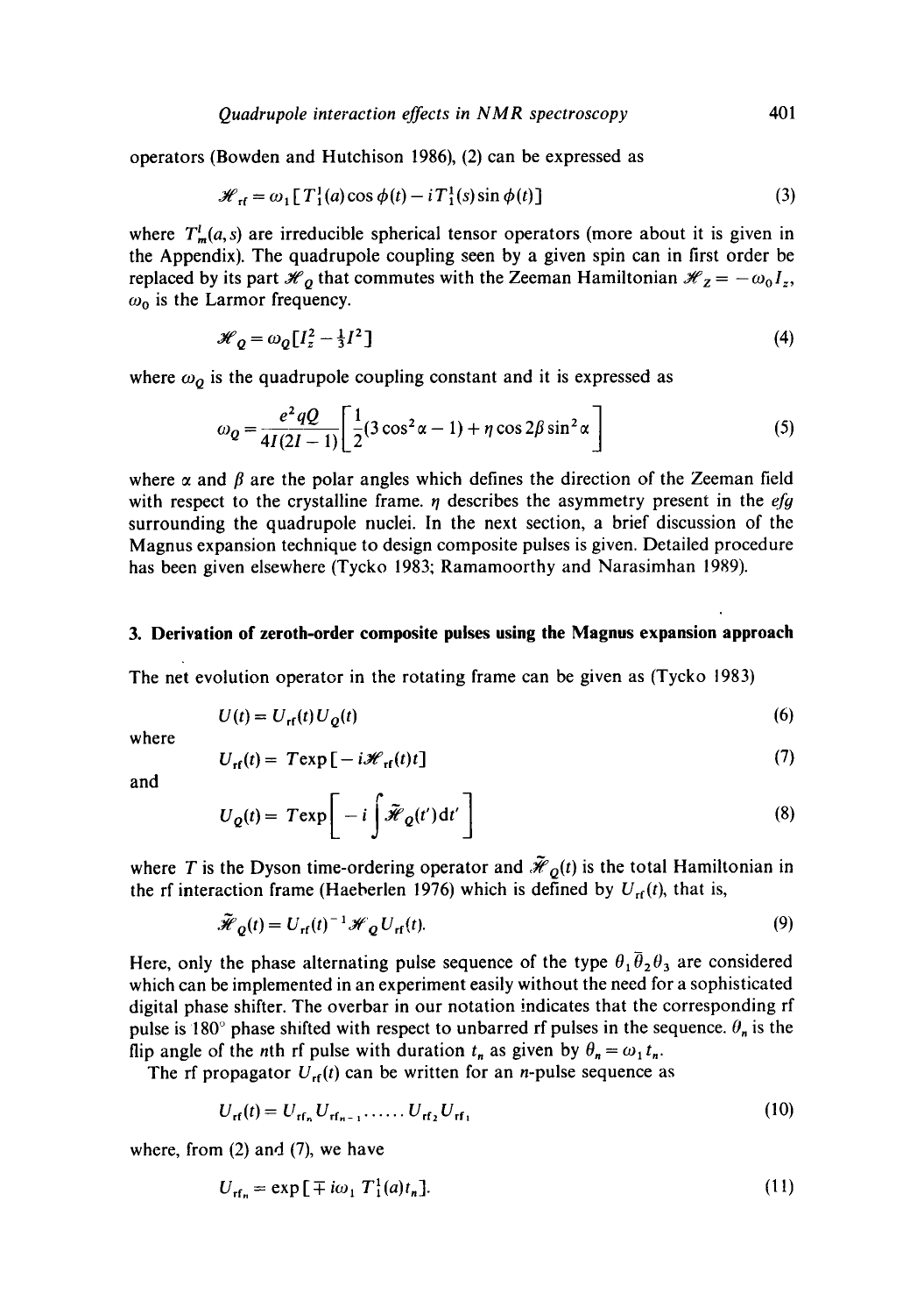operators (Bowden and Hutchison 1986), (2) can be expressed as

$$\mathscr{H}_{\rm rf} = \omega_1 [T_1^1(a) \cos \phi(t) - i T_1^1(s) \sin \phi(t)] \tag{3}$$

where $T_m^l(a, s)$ are irreducible spherical tensor operators (more about it is given in the Appendix). The quadrupole coupling seen by a given spin can in first order be replaced by its part $\mathscr{H}_Q$ that commutes with the Zeeman Hamiltonian $\mathscr{H}_Z = -\omega_0 I_z$, $\omega_0$ is the Larmor frequency.

$$\mathscr{H}_Q = \omega_Q [I_z^2 - \tfrac{1}{3} I^2] \tag{4}$$

where $\omega_Q$ is the quadrupole coupling constant and it is expressed as

$$\omega_Q = \frac{e^2 qQ}{4I(2I-1)} \left[ \frac{1}{2}(3\cos^2\alpha - 1) + \eta \cos 2\beta \sin^2 \alpha \right] \tag{5}$$

where $\alpha$ and $\beta$ are the polar angles which defines the direction of the Zeeman field with respect to the crystalline frame. $\eta$ describes the asymmetry present in the *efg* surrounding the quadrupole nuclei. In the next section, a brief discussion of the Magnus expansion technique to design composite pulses is given. Detailed procedure has been given elsewhere (Tycko 1983; Ramamoorthy and Narasimhan 1989).

## 3. Derivation of zeroth-order composite pulses using the Magnus expansion approach

The net evolution operator in the rotating frame can be given as (Tycko 1983)

$$U(t) = U_{\rm rf}(t) U_Q(t) \tag{6}$$

where

$$U_{\rm rf}(t) = T \exp[-i \mathscr{H}_{\rm rf}(t) t] \tag{7}$$

and

$$U_Q(t) = T \exp\left[ -i \int \tilde{\mathscr{H}}_Q(t') \mathrm{d}t' \right] \tag{8}$$

where $T$ is the Dyson time-ordering operator and $\tilde{\mathscr{H}}_Q(t)$ is the total Hamiltonian in the rf interaction frame (Haeberlen 1976) which is defined by $U_{\rm rf}(t)$, that is,

$$\tilde{\mathscr{H}}_Q(t) = U_{\rm rf}(t)^{-1} \mathscr{H}_Q U_{\rm rf}(t). \tag{9}$$

Here, only the phase alternating pulse sequence of the type $\theta_1 \bar{\theta}_2 \theta_3$ are considered which can be implemented in an experiment easily without the need for a sophisticated digital phase shifter. The overbar in our notation indicates that the corresponding rf pulse is 180° phase shifted with respect to unbarred rf pulses in the sequence. $\theta_n$ is the flip angle of the $n$th rf pulse with duration $t_n$ as given by $\theta_n = \omega_1 t_n$.

The rf propagator $U_{\rm rf}(t)$ can be written for an $n$-pulse sequence as

$$U_{\rm rf}(t) = U_{{\rm rf}_n} U_{{\rm rf}_{n-1}} \cdots\cdots U_{{\rm rf}_2} U_{{\rm rf}_1} \tag{10}$$

where, from (2) and (7), we have

$$U_{{\rm rf}_n} = \exp[\mp i \omega_1 T_1^1(a) t_n]. \tag{11}$$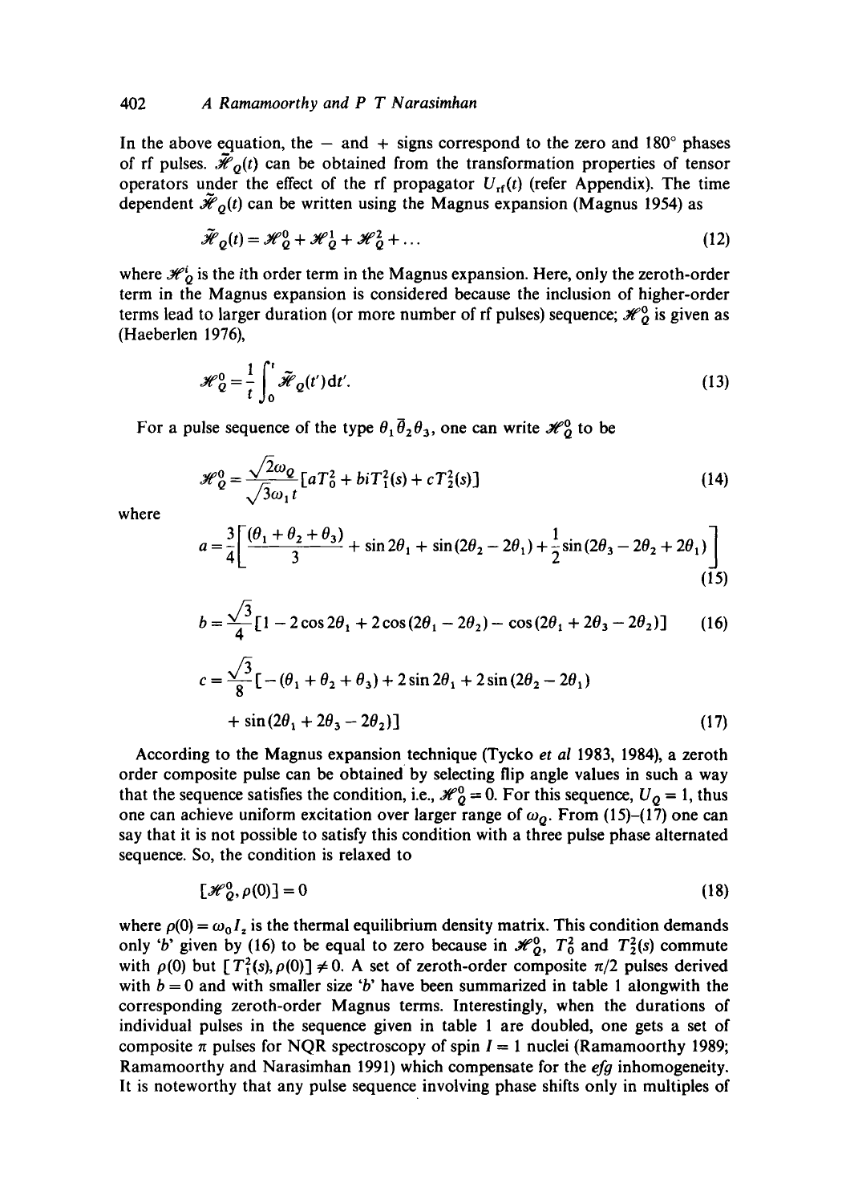In the above equation, the $-$ and $+$ signs correspond to the zero and 180° phases of rf pulses. $\tilde{\mathscr{H}}_Q(t)$ can be obtained from the transformation properties of tensor operators under the effect of the rf propagator $U_{\text{rf}}(t)$ (refer Appendix). The time dependent $\tilde{\mathscr{H}}_Q(t)$ can be written using the Magnus expansion (Magnus 1954) as

$$\tilde{\mathscr{H}}_Q(t) = \mathscr{H}_Q^0 + \mathscr{H}_Q^1 + \mathscr{H}_Q^2 + \ldots \tag{12}$$

where $\mathscr{H}_Q^i$ is the $i$th order term in the Magnus expansion. Here, only the zeroth-order term in the Magnus expansion is considered because the inclusion of higher-order terms lead to larger duration (or more number of rf pulses) sequence; $\mathscr{H}_Q^0$ is given as (Haeberlen 1976),

$$\mathscr{H}_Q^0 = \frac{1}{t}\int_0^t \tilde{\mathscr{H}}_Q(t')\,\mathrm{d}t'. \tag{13}$$

For a pulse sequence of the type $\theta_1\bar{\theta}_2\theta_3$, one can write $\mathscr{H}_Q^0$ to be

$$\mathscr{H}_Q^0 = \frac{\sqrt{2}\omega_Q}{\sqrt{3}\omega_1 t}\left[aT_0^2 + biT_1^2(s) + cT_2^2(s)\right] \tag{14}$$

where

$$a = \frac{3}{4}\left[\frac{(\theta_1+\theta_2+\theta_3)}{3} + \sin 2\theta_1 + \sin(2\theta_2 - 2\theta_1) + \frac{1}{2}\sin(2\theta_3 - 2\theta_2 + 2\theta_1)\right] \tag{15}$$

$$b = \frac{\sqrt{3}}{4}\left[1 - 2\cos 2\theta_1 + 2\cos(2\theta_1 - 2\theta_2) - \cos(2\theta_1 + 2\theta_3 - 2\theta_2)\right] \tag{16}$$

$$c = \frac{\sqrt{3}}{8}\left[-(\theta_1+\theta_2+\theta_3) + 2\sin 2\theta_1 + 2\sin(2\theta_2 - 2\theta_1) + \sin(2\theta_1 + 2\theta_3 - 2\theta_2)\right] \tag{17}$$

According to the Magnus expansion technique (Tycko *et al* 1983, 1984), a zeroth order composite pulse can be obtained by selecting flip angle values in such a way that the sequence satisfies the condition, i.e., $\mathscr{H}_Q^0 = 0$. For this sequence, $U_Q = 1$, thus one can achieve uniform excitation over larger range of $\omega_Q$. From (15)–(17) one can say that it is not possible to satisfy this condition with a three pulse phase alternated sequence. So, the condition is relaxed to

$$[\mathscr{H}_Q^0, \rho(0)] = 0 \tag{18}$$

where $\rho(0) = \omega_0 I_z$ is the thermal equilibrium density matrix. This condition demands only '$b$' given by (16) to be equal to zero because in $\mathscr{H}_Q^0$, $T_0^2$ and $T_2^2(s)$ commute with $\rho(0)$ but $[T_1^2(s), \rho(0)] \neq 0$. A set of zeroth-order composite $\pi/2$ pulses derived with $b = 0$ and with smaller size '$b$' have been summarized in table 1 alongwith the corresponding zeroth-order Magnus terms. Interestingly, when the durations of individual pulses in the sequence given in table 1 are doubled, one gets a set of composite $\pi$ pulses for NQR spectroscopy of spin $I = 1$ nuclei (Ramamoorthy 1989; Ramamoorthy and Narasimhan 1991) which compensate for the *efg* inhomogeneity. It is noteworthy that any pulse sequence involving phase shifts only in multiples of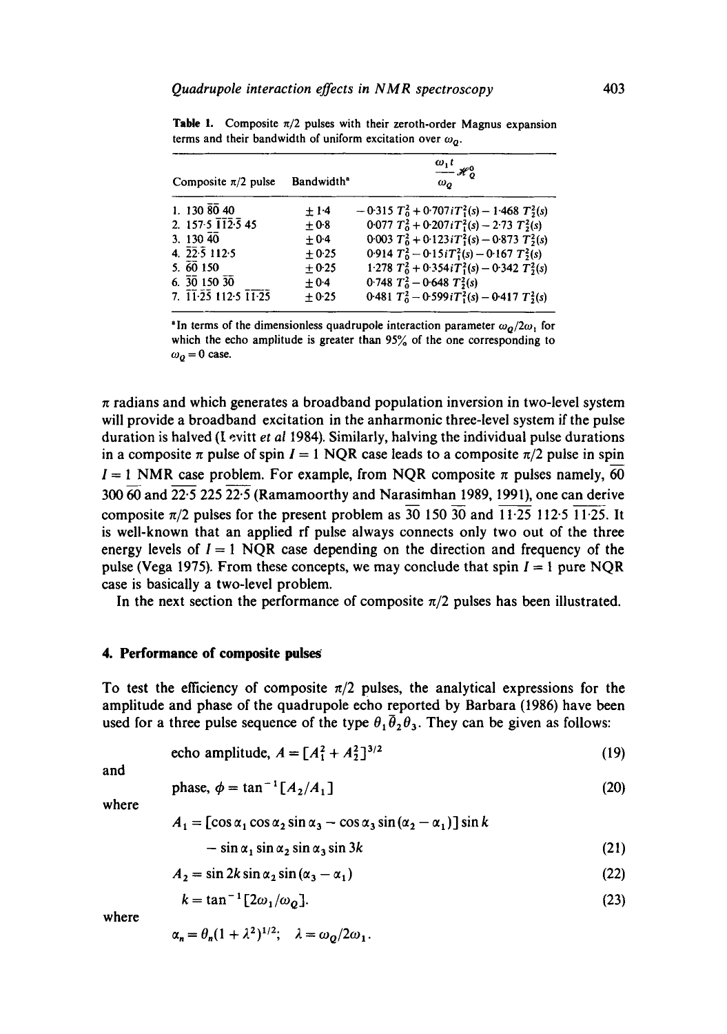**Table 1.** Composite $\pi/2$ pulses with their zeroth-order Magnus expansion terms and their bandwidth of uniform excitation over $\omega_Q$.

| Composite $\pi/2$ pulse | Bandwidth[a] | $\frac{\omega_1 t}{\omega_Q} \mathscr{H}_Q^0$ |
|---|---|---|
| 1. 130 $\overline{80}$ 40 | $\pm 1{\cdot}4$ | $-0{\cdot}315\, T_0^2 + 0{\cdot}707 i T_1^2(s) - 1{\cdot}468\, T_2^2(s)$ |
| 2. 157·5 $\overline{112{\cdot}5}$ 45 | $\pm 0{\cdot}8$ | $0{\cdot}077\, T_0^2 + 0{\cdot}207 i T_1^2(s) - 2{\cdot}73\, T_2^2(s)$ |
| 3. 130 $\overline{40}$ | $\pm 0{\cdot}4$ | $0{\cdot}003\, T_0^2 + 0{\cdot}123 i T_1^2(s) - 0{\cdot}873\, T_2^2(s)$ |
| 4. $\overline{22{\cdot}5}$ 112·5 | $\pm 0{\cdot}25$ | $0{\cdot}914\, T_0^2 - 0{\cdot}15 i T_1^2(s) - 0{\cdot}167\, T_2^2(s)$ |
| 5. $\overline{60}$ 150 | $\pm 0{\cdot}25$ | $1{\cdot}278\, T_0^2 + 0{\cdot}354 i T_1^2(s) - 0{\cdot}342\, T_2^2(s)$ |
| 6. $\overline{30}$ 150 $\overline{30}$ | $\pm 0{\cdot}4$ | $0{\cdot}748\, T_0^2 - 0{\cdot}648\, T_2^2(s)$ |
| 7. $\overline{11{\cdot}25}$ 112·5 $\overline{11{\cdot}25}$ | $\pm 0{\cdot}25$ | $0{\cdot}481\, T_0^2 - 0{\cdot}599 i T_1^2(s) - 0{\cdot}417\, T_2^2(s)$ |

[a]In terms of the dimensionless quadrupole interaction parameter $\omega_Q/2\omega_1$ for which the echo amplitude is greater than 95% of the one corresponding to $\omega_Q = 0$ case.

$\pi$ radians and which generates a broadband population inversion in two-level system will provide a broadband excitation in the anharmonic three-level system if the pulse duration is halved (Levitt *et al* 1984). Similarly, halving the individual pulse durations in a composite $\pi$ pulse of spin $I = 1$ NQR case leads to a composite $\pi/2$ pulse in spin $I = 1$ NMR case problem. For example, from NQR composite $\pi$ pulses namely, $\overline{60}$ 300 $\overline{60}$ and $\overline{22{\cdot}5}$ 225 $\overline{22{\cdot}5}$ (Ramamoorthy and Narasimhan 1989, 1991), one can derive composite $\pi/2$ pulses for the present problem as $\overline{30}$ 150 $\overline{30}$ and $\overline{11{\cdot}25}$ 112·5 $\overline{11{\cdot}25}$. It is well-known that an applied rf pulse always connects only two out of the three energy levels of $I = 1$ NQR case depending on the direction and frequency of the pulse (Vega 1975). From these concepts, we may conclude that spin $I = 1$ pure NQR case is basically a two-level problem.

In the next section the performance of composite $\pi/2$ pulses has been illustrated.

## 4. Performance of composite pulses

To test the efficiency of composite $\pi/2$ pulses, the analytical expressions for the amplitude and phase of the quadrupole echo reported by Barbara (1986) have been used for a three pulse sequence of the type $\theta_1 \bar{\theta}_2 \theta_3$. They can be given as follows:

$$\text{echo amplitude, } A = [A_1^2 + A_2^2]^{3/2} \tag{19}$$

and

$$\text{phase, } \phi = \tan^{-1}[A_2/A_1] \tag{20}$$

where

$$A_1 = [\cos\alpha_1 \cos\alpha_2 \sin\alpha_3 - \cos\alpha_3 \sin(\alpha_2 - \alpha_1)]\sin k - \sin\alpha_1 \sin\alpha_2 \sin\alpha_3 \sin 3k \tag{21}$$

$$A_2 = \sin 2k \sin\alpha_2 \sin(\alpha_3 - \alpha_1) \tag{22}$$

$$k = \tan^{-1}[2\omega_1/\omega_Q]. \tag{23}$$

where

$$\alpha_n = \theta_n(1 + \lambda^2)^{1/2}; \quad \lambda = \omega_Q/2\omega_1.$$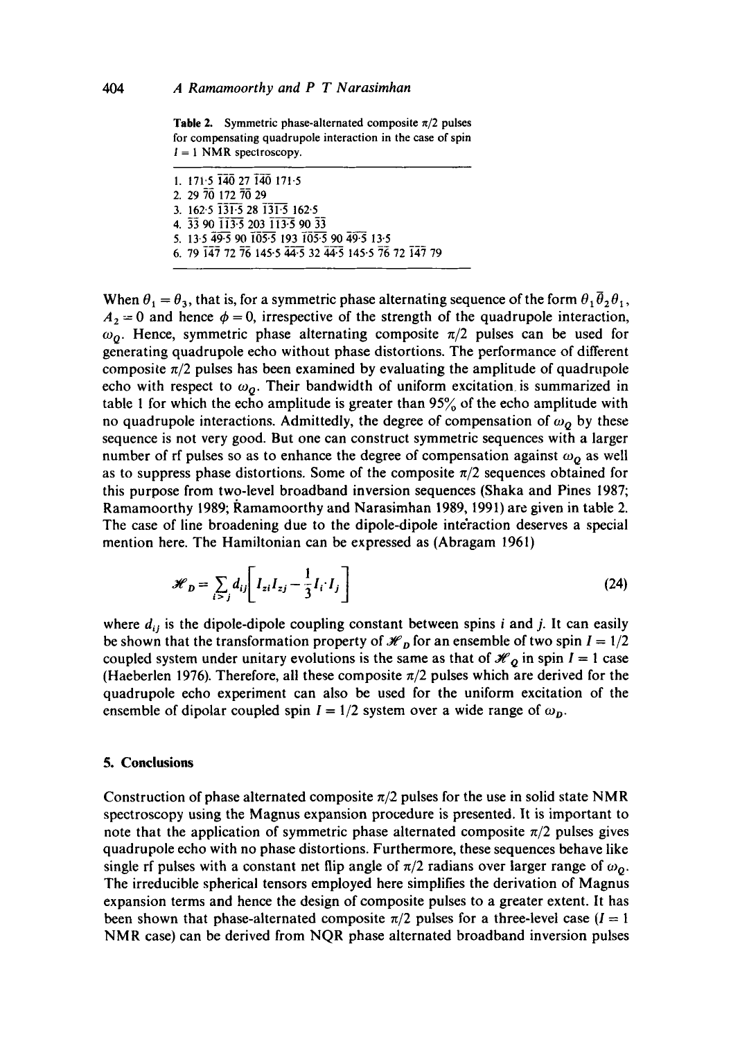**Table 2.** Symmetric phase-alternated composite $\pi/2$ pulses for compensating quadrupole interaction in the case of spin $I = 1$ NMR spectroscopy.

1. $171{\cdot}5\ \overline{140}\ 27\ \overline{140}\ 171{\cdot}5$
2. $29\ \overline{70}\ 172\ \overline{70}\ 29$
3. $162{\cdot}5\ \overline{131{\cdot}5}\ 28\ \overline{131{\cdot}5}\ 162{\cdot}5$
4. $\overline{33}\ 90\ \overline{113{\cdot}5}\ 203\ \overline{113{\cdot}5}\ 90\ \overline{33}$
5. $13{\cdot}5\ \overline{49{\cdot}5}\ 90\ \overline{105{\cdot}5}\ 193\ \overline{105{\cdot}5}\ 90\ \overline{49{\cdot}5}\ 13{\cdot}5$
6. $79\ \overline{147}\ 72\ \overline{76}\ 145{\cdot}5\ \overline{44{\cdot}5}\ 32\ \overline{44{\cdot}5}\ 145{\cdot}5\ \overline{76}\ 72\ \overline{147}\ 79$

When $\theta_1 = \theta_3$, that is, for a symmetric phase alternating sequence of the form $\theta_1 \bar{\theta}_2 \theta_1$, $A_2 = 0$ and hence $\phi = 0$, irrespective of the strength of the quadrupole interaction, $\omega_Q$. Hence, symmetric phase alternating composite $\pi/2$ pulses can be used for generating quadrupole echo without phase distortions. The performance of different composite $\pi/2$ pulses has been examined by evaluating the amplitude of quadrupole echo with respect to $\omega_Q$. Their bandwidth of uniform excitation is summarized in table 1 for which the echo amplitude is greater than 95% of the echo amplitude with no quadrupole interactions. Admittedly, the degree of compensation of $\omega_Q$ by these sequence is not very good. But one can construct symmetric sequences with a larger number of rf pulses so as to enhance the degree of compensation against $\omega_Q$ as well as to suppress phase distortions. Some of the composite $\pi/2$ sequences obtained for this purpose from two-level broadband inversion sequences (Shaka and Pines 1987; Ramamoorthy 1989; Ramamoorthy and Narasimhan 1989, 1991) are given in table 2. The case of line broadening due to the dipole-dipole interaction deserves a special mention here. The Hamiltonian can be expressed as (Abragam 1961)

$$\mathscr{H}_D = \sum_{i>j} d_{ij} \left[ I_{zi} I_{zj} - \frac{1}{3} I_i \cdot I_j \right] \tag{24}$$

where $d_{ij}$ is the dipole-dipole coupling constant between spins $i$ and $j$. It can easily be shown that the transformation property of $\mathscr{H}_D$ for an ensemble of two spin $I = 1/2$ coupled system under unitary evolutions is the same as that of $\mathscr{H}_Q$ in spin $I = 1$ case (Haeberlen 1976). Therefore, all these composite $\pi/2$ pulses which are derived for the quadrupole echo experiment can also be used for the uniform excitation of the ensemble of dipolar coupled spin $I = 1/2$ system over a wide range of $\omega_D$.

## 5. Conclusions

Construction of phase alternated composite $\pi/2$ pulses for the use in solid state NMR spectroscopy using the Magnus expansion procedure is presented. It is important to note that the application of symmetric phase alternated composite $\pi/2$ pulses gives quadrupole echo with no phase distortions. Furthermore, these sequences behave like single rf pulses with a constant net flip angle of $\pi/2$ radians over larger range of $\omega_Q$. The irreducible spherical tensors employed here simplifies the derivation of Magnus expansion terms and hence the design of composite pulses to a greater extent. It has been shown that phase-alternated composite $\pi/2$ pulses for a three-level case ($I = 1$ NMR case) can be derived from NQR phase alternated broadband inversion pulses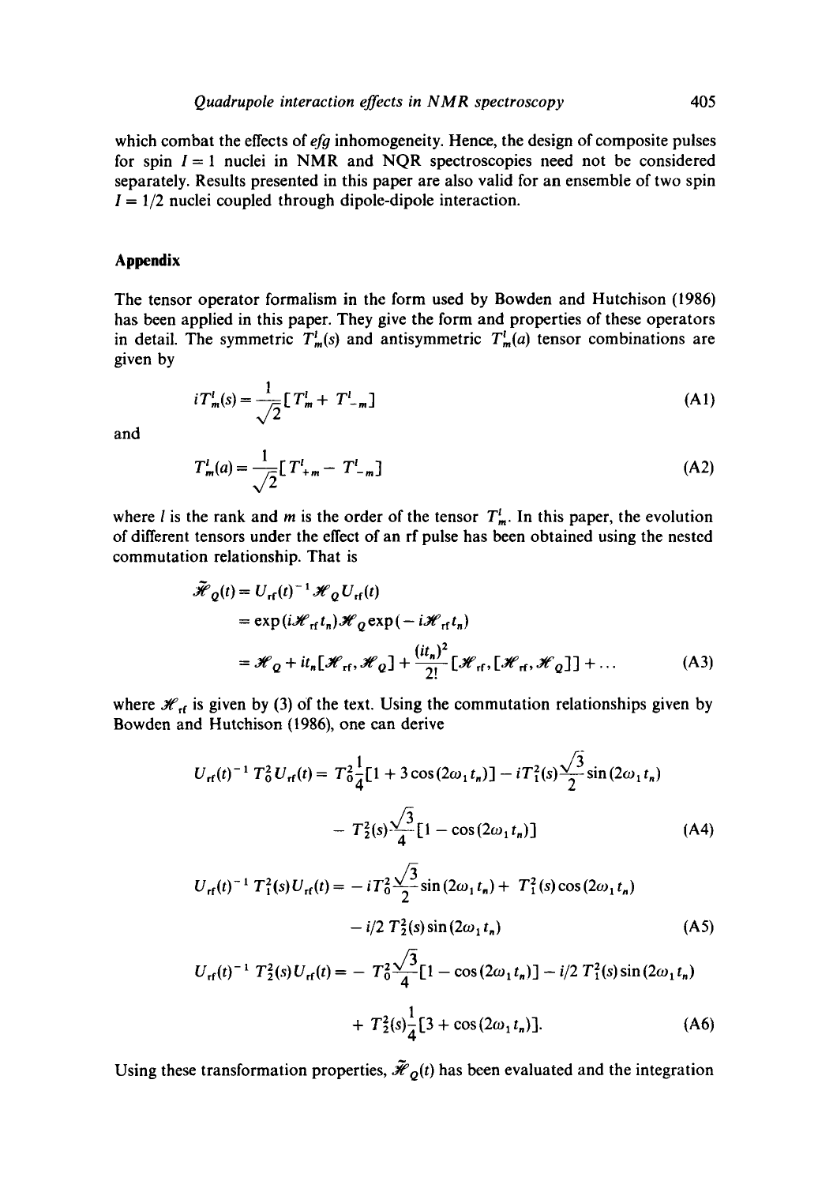which combat the effects of *efg* inhomogeneity. Hence, the design of composite pulses for spin $I = 1$ nuclei in NMR and NQR spectroscopies need not be considered separately. Results presented in this paper are also valid for an ensemble of two spin $I = 1/2$ nuclei coupled through dipole-dipole interaction.

## Appendix

The tensor operator formalism in the form used by Bowden and Hutchison (1986) has been applied in this paper. They give the form and properties of these operators in detail. The symmetric $T^l_m(s)$ and antisymmetric $T^l_m(a)$ tensor combinations are given by

$$iT^l_m(s) = \frac{1}{\sqrt{2}}[T^l_m + T^l_{-m}] \tag{A1}$$

and

$$T^l_m(a) = \frac{1}{\sqrt{2}}[T^l_{+m} - T^l_{-m}] \tag{A2}$$

where $l$ is the rank and $m$ is the order of the tensor $T^l_m$. In this paper, the evolution of different tensors under the effect of an rf pulse has been obtained using the nested commutation relationship. That is

$$\begin{aligned}\tilde{\mathscr{H}}_Q(t) &= U_{\mathrm{rf}}(t)^{-1}\mathscr{H}_Q U_{\mathrm{rf}}(t)\\ &= \exp(i\mathscr{H}_{\mathrm{rf}}t_n)\mathscr{H}_Q\exp(-i\mathscr{H}_{\mathrm{rf}}t_n)\\ &= \mathscr{H}_Q + it_n[\mathscr{H}_{\mathrm{rf}}, \mathscr{H}_Q] + \frac{(it_n)^2}{2!}[\mathscr{H}_{\mathrm{rf}}, [\mathscr{H}_{\mathrm{rf}}, \mathscr{H}_Q]] + \dots\end{aligned} \tag{A3}$$

where $\mathscr{H}_{\mathrm{rf}}$ is given by (3) of the text. Using the commutation relationships given by Bowden and Hutchison (1986), one can derive

$$\begin{aligned}U_{\mathrm{rf}}(t)^{-1}T^2_0 U_{\mathrm{rf}}(t) = {}& T^2_0\frac{1}{4}[1 + 3\cos(2\omega_1 t_n)] - iT^2_1(s)\frac{\sqrt{3}}{2}\sin(2\omega_1 t_n)\\ &- T^2_2(s)\frac{\sqrt{3}}{4}[1 - \cos(2\omega_1 t_n)]\end{aligned} \tag{A4}$$

$$\begin{aligned}U_{\mathrm{rf}}(t)^{-1}T^2_1(s)U_{\mathrm{rf}}(t) = {}& -iT^2_0\frac{\sqrt{3}}{2}\sin(2\omega_1 t_n) + T^2_1(s)\cos(2\omega_1 t_n)\\ &- i/2\, T^2_2(s)\sin(2\omega_1 t_n)\end{aligned} \tag{A5}$$

$$\begin{aligned}U_{\mathrm{rf}}(t)^{-1}T^2_2(s)U_{\mathrm{rf}}(t) = {}& -T^2_0\frac{\sqrt{3}}{4}[1 - \cos(2\omega_1 t_n)] - i/2\, T^2_1(s)\sin(2\omega_1 t_n)\\ &+ T^2_2(s)\frac{1}{4}[3 + \cos(2\omega_1 t_n)].\end{aligned} \tag{A6}$$

Using these transformation properties, $\tilde{\mathscr{H}}_Q(t)$ has been evaluated and the integration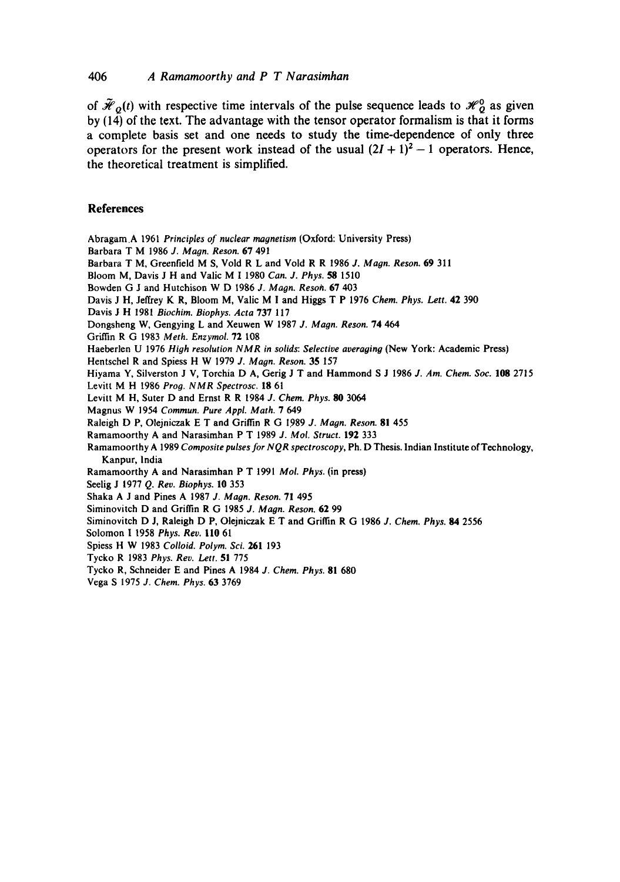of $\tilde{\mathscr{H}}_Q(t)$ with respective time intervals of the pulse sequence leads to $\mathscr{H}_Q^0$ as given by (14) of the text. The advantage with the tensor operator formalism is that it forms a complete basis set and one needs to study the time-dependence of only three operators for the present work instead of the usual $(2I + 1)^2 - 1$ operators. Hence, the theoretical treatment is simplified.

## References

Abragam A 1961 *Principles of nuclear magnetism* (Oxford: University Press)

Barbara T M 1986 *J. Magn. Reson.* **67** 491

Barbara T M, Greenfield M S, Vold R L and Vold R R 1986 *J. Magn. Reson.* **69** 311

Bloom M, Davis J H and Valic M I 1980 *Can. J. Phys.* **58** 1510

Bowden G J and Hutchison W D 1986 *J. Magn. Reson.* **67** 403

Davis J H, Jeffrey K R, Bloom M, Valic M I and Higgs T P 1976 *Chem. Phys. Lett.* **42** 390

Davis J H 1981 *Biochim. Biophys. Acta* **737** 117

Dongsheng W, Gengying L and Xeuwen W 1987 *J. Magn. Reson.* **74** 464

Griffin R G 1983 *Meth. Enzymol.* **72** 108

Haeberlen U 1976 *High resolution NMR in solids: Selective averaging* (New York: Academic Press)

Hentschel R and Spiess H W 1979 *J. Magn. Reson.* **35** 157

Hiyama Y, Silverston J V, Torchia D A, Gerig J T and Hammond S J 1986 *J. Am. Chem. Soc.* **108** 2715

Levitt M H 1986 *Prog. NMR Spectrosc.* **18** 61

Levitt M H, Suter D and Ernst R R 1984 *J. Chem. Phys.* **80** 3064

Magnus W 1954 *Commun. Pure Appl. Math.* **7** 649

Raleigh D P, Olejniczak E T and Griffin R G 1989 *J. Magn. Reson.* **81** 455

Ramamoorthy A and Narasimhan P T 1989 *J. Mol. Struct.* **192** 333

Ramamoorthy A 1989 *Composite pulses for NQR spectroscopy*, Ph. D Thesis. Indian Institute of Technology, Kanpur, India

Ramamoorthy A and Narasimhan P T 1991 *Mol. Phys.* (in press)

Seelig J 1977 *Q. Rev. Biophys.* **10** 353

Shaka A J and Pines A 1987 *J. Magn. Reson.* **71** 495

Siminovitch D and Griffin R G 1985 *J. Magn. Reson.* **62** 99

Siminovitch D J, Raleigh D P, Olejniczak E T and Griffin R G 1986 *J. Chem. Phys.* **84** 2556

Solomon I 1958 *Phys. Rev.* **110** 61

Spiess H W 1983 *Colloid. Polym. Sci.* **261** 193

Tycko R 1983 *Phys. Rev. Lett.* **51** 775

Tycko R, Schneider E and Pines A 1984 *J. Chem. Phys.* **81** 680

Vega S 1975 *J. Chem. Phys.* **63** 3769